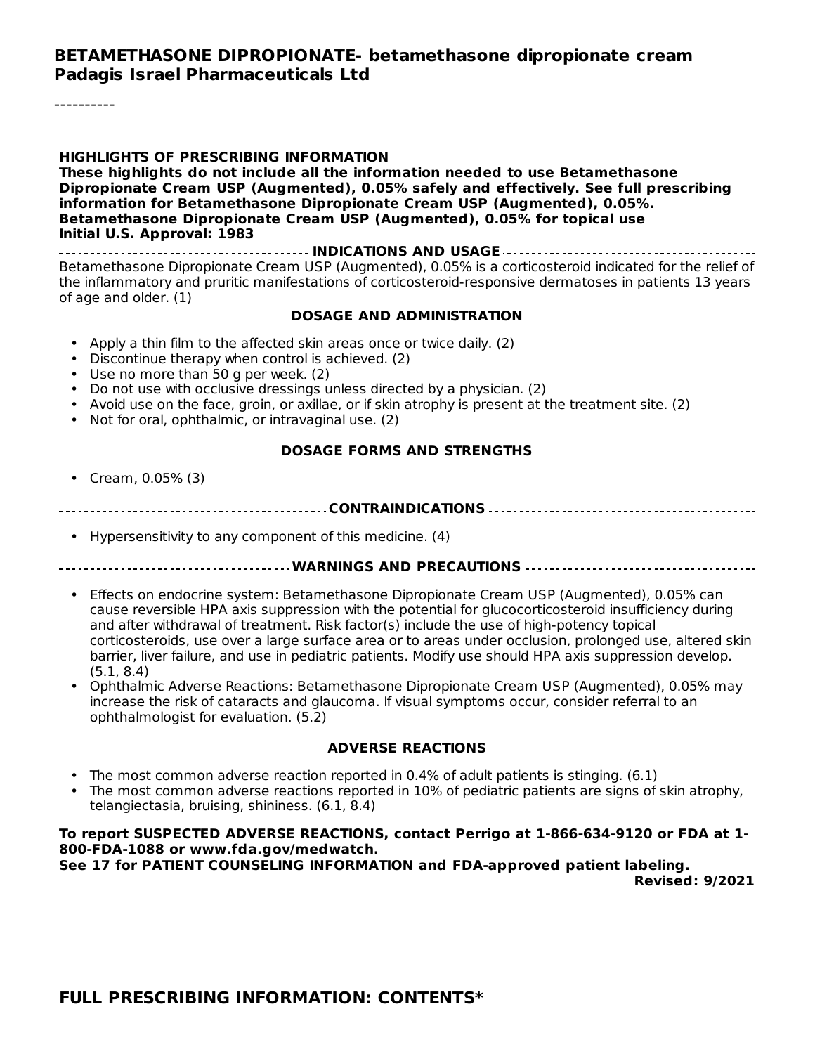# BETAMETHASONE DIPROPIONATE- betamethasone dipropionate cream
**Padagis Israel Pharmaceuticals Ltd**

----------

**HIGHLIGHTS OF PRESCRIBING INFORMATION**
**These highlights do not include all the information needed to use Betamethasone Dipropionate Cream USP (Augmented), 0.05% safely and effectively. See full prescribing information for Betamethasone Dipropionate Cream USP (Augmented), 0.05%.**
**Betamethasone Dipropionate Cream USP (Augmented), 0.05% for topical use**
**Initial U.S. Approval: 1983**

## INDICATIONS AND USAGE

Betamethasone Dipropionate Cream USP (Augmented), 0.05% is a corticosteroid indicated for the relief of the inflammatory and pruritic manifestations of corticosteroid-responsive dermatoses in patients 13 years of age and older. (1)

## DOSAGE AND ADMINISTRATION

- Apply a thin film to the affected skin areas once or twice daily. (2)
- Discontinue therapy when control is achieved. (2)
- Use no more than 50 g per week. (2)
- Do not use with occlusive dressings unless directed by a physician. (2)
- Avoid use on the face, groin, or axillae, or if skin atrophy is present at the treatment site. (2)
- Not for oral, ophthalmic, or intravaginal use. (2)

## DOSAGE FORMS AND STRENGTHS

- Cream, 0.05% (3)

## CONTRAINDICATIONS

- Hypersensitivity to any component of this medicine. (4)

## WARNINGS AND PRECAUTIONS

- Effects on endocrine system: Betamethasone Dipropionate Cream USP (Augmented), 0.05% can cause reversible HPA axis suppression with the potential for glucocorticosteroid insufficiency during and after withdrawal of treatment. Risk factor(s) include the use of high-potency topical corticosteroids, use over a large surface area or to areas under occlusion, prolonged use, altered skin barrier, liver failure, and use in pediatric patients. Modify use should HPA axis suppression develop. (5.1, 8.4)
- Ophthalmic Adverse Reactions: Betamethasone Dipropionate Cream USP (Augmented), 0.05% may increase the risk of cataracts and glaucoma. If visual symptoms occur, consider referral to an ophthalmologist for evaluation. (5.2)

## ADVERSE REACTIONS

- The most common adverse reaction reported in 0.4% of adult patients is stinging. (6.1)
- The most common adverse reactions reported in 10% of pediatric patients are signs of skin atrophy, telangiectasia, bruising, shininess. (6.1, 8.4)

**To report SUSPECTED ADVERSE REACTIONS, contact Perrigo at 1-866-634-9120 or FDA at 1-800-FDA-1088 or www.fda.gov/medwatch.**
**See 17 for PATIENT COUNSELING INFORMATION and FDA-approved patient labeling.**

**Revised: 9/2021**

---

## FULL PRESCRIBING INFORMATION: CONTENTS*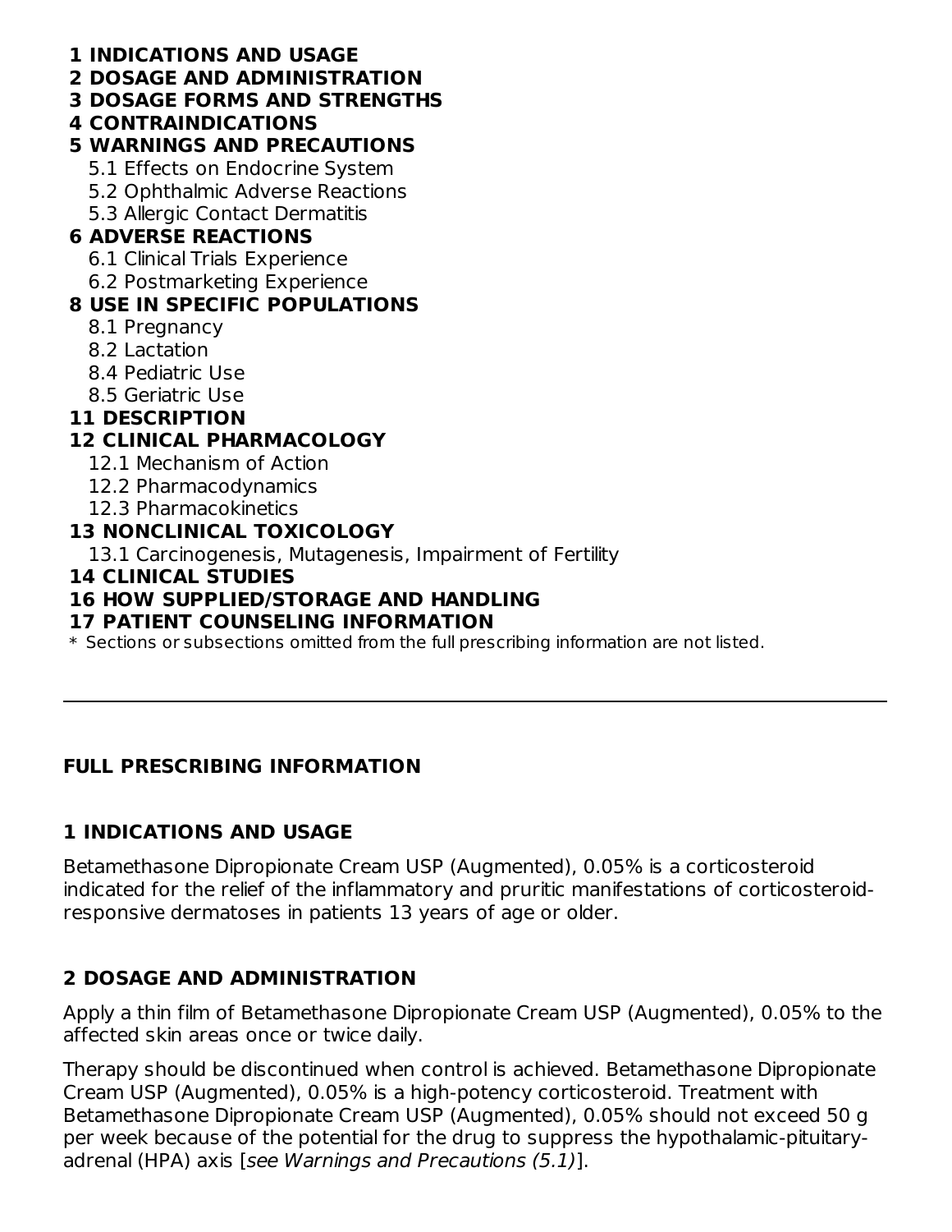**1 INDICATIONS AND USAGE**
**2 DOSAGE AND ADMINISTRATION**
**3 DOSAGE FORMS AND STRENGTHS**
**4 CONTRAINDICATIONS**
**5 WARNINGS AND PRECAUTIONS**
- 5.1 Effects on Endocrine System
- 5.2 Ophthalmic Adverse Reactions
- 5.3 Allergic Contact Dermatitis

**6 ADVERSE REACTIONS**
- 6.1 Clinical Trials Experience
- 6.2 Postmarketing Experience

**8 USE IN SPECIFIC POPULATIONS**
- 8.1 Pregnancy
- 8.2 Lactation
- 8.4 Pediatric Use
- 8.5 Geriatric Use

**11 DESCRIPTION**
**12 CLINICAL PHARMACOLOGY**
- 12.1 Mechanism of Action
- 12.2 Pharmacodynamics
- 12.3 Pharmacokinetics

**13 NONCLINICAL TOXICOLOGY**
- 13.1 Carcinogenesis, Mutagenesis, Impairment of Fertility

**14 CLINICAL STUDIES**
**16 HOW SUPPLIED/STORAGE AND HANDLING**
**17 PATIENT COUNSELING INFORMATION**

\* Sections or subsections omitted from the full prescribing information are not listed.

---

# FULL PRESCRIBING INFORMATION

## 1 INDICATIONS AND USAGE

Betamethasone Dipropionate Cream USP (Augmented), 0.05% is a corticosteroid indicated for the relief of the inflammatory and pruritic manifestations of corticosteroid-responsive dermatoses in patients 13 years of age or older.

## 2 DOSAGE AND ADMINISTRATION

Apply a thin film of Betamethasone Dipropionate Cream USP (Augmented), 0.05% to the affected skin areas once or twice daily.

Therapy should be discontinued when control is achieved. Betamethasone Dipropionate Cream USP (Augmented), 0.05% is a high-potency corticosteroid. Treatment with Betamethasone Dipropionate Cream USP (Augmented), 0.05% should not exceed 50 g per week because of the potential for the drug to suppress the hypothalamic-pituitary-adrenal (HPA) axis [*see Warnings and Precautions (5.1)*].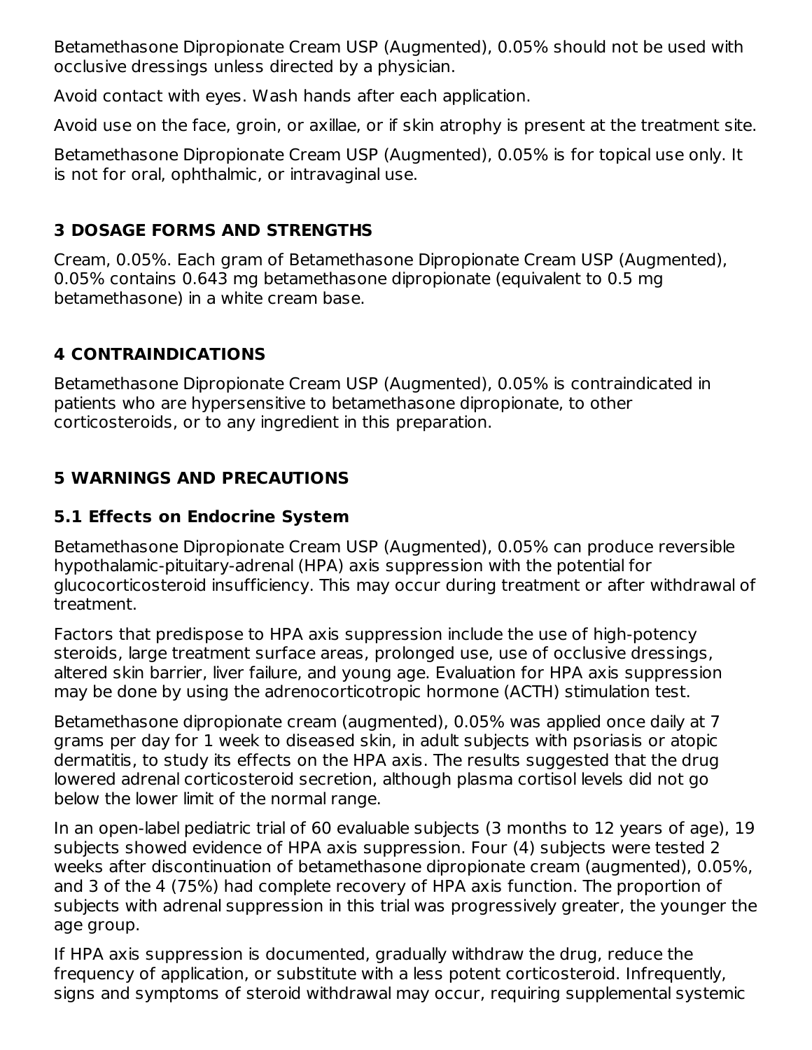Betamethasone Dipropionate Cream USP (Augmented), 0.05% should not be used with occlusive dressings unless directed by a physician.

Avoid contact with eyes. Wash hands after each application.

Avoid use on the face, groin, or axillae, or if skin atrophy is present at the treatment site.

Betamethasone Dipropionate Cream USP (Augmented), 0.05% is for topical use only. It is not for oral, ophthalmic, or intravaginal use.

## 3 DOSAGE FORMS AND STRENGTHS

Cream, 0.05%. Each gram of Betamethasone Dipropionate Cream USP (Augmented), 0.05% contains 0.643 mg betamethasone dipropionate (equivalent to 0.5 mg betamethasone) in a white cream base.

## 4 CONTRAINDICATIONS

Betamethasone Dipropionate Cream USP (Augmented), 0.05% is contraindicated in patients who are hypersensitive to betamethasone dipropionate, to other corticosteroids, or to any ingredient in this preparation.

## 5 WARNINGS AND PRECAUTIONS

### 5.1 Effects on Endocrine System

Betamethasone Dipropionate Cream USP (Augmented), 0.05% can produce reversible hypothalamic-pituitary-adrenal (HPA) axis suppression with the potential for glucocorticosteroid insufficiency. This may occur during treatment or after withdrawal of treatment.

Factors that predispose to HPA axis suppression include the use of high-potency steroids, large treatment surface areas, prolonged use, use of occlusive dressings, altered skin barrier, liver failure, and young age. Evaluation for HPA axis suppression may be done by using the adrenocorticotropic hormone (ACTH) stimulation test.

Betamethasone dipropionate cream (augmented), 0.05% was applied once daily at 7 grams per day for 1 week to diseased skin, in adult subjects with psoriasis or atopic dermatitis, to study its effects on the HPA axis. The results suggested that the drug lowered adrenal corticosteroid secretion, although plasma cortisol levels did not go below the lower limit of the normal range.

In an open-label pediatric trial of 60 evaluable subjects (3 months to 12 years of age), 19 subjects showed evidence of HPA axis suppression. Four (4) subjects were tested 2 weeks after discontinuation of betamethasone dipropionate cream (augmented), 0.05%, and 3 of the 4 (75%) had complete recovery of HPA axis function. The proportion of subjects with adrenal suppression in this trial was progressively greater, the younger the age group.

If HPA axis suppression is documented, gradually withdraw the drug, reduce the frequency of application, or substitute with a less potent corticosteroid. Infrequently, signs and symptoms of steroid withdrawal may occur, requiring supplemental systemic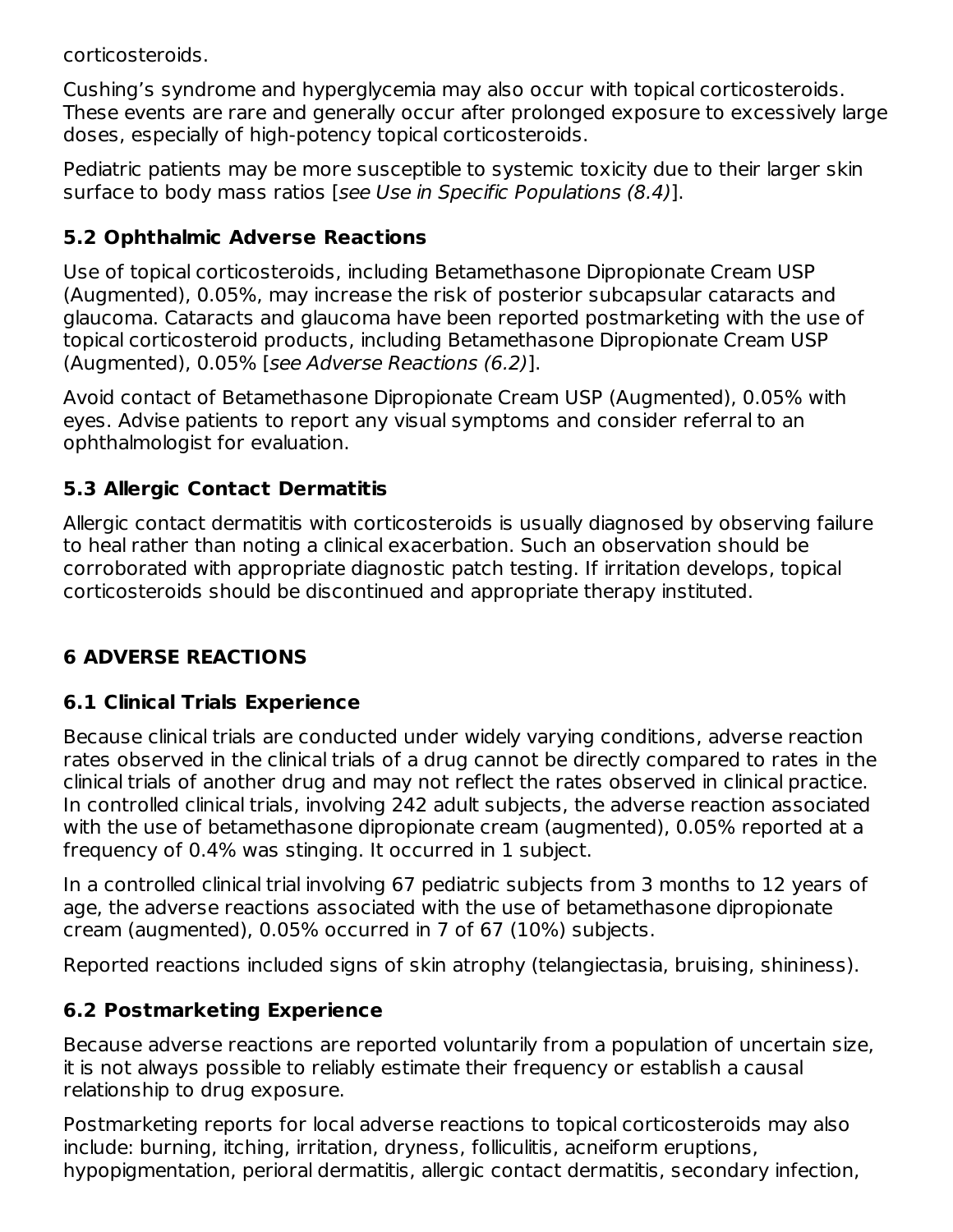corticosteroids.

Cushing's syndrome and hyperglycemia may also occur with topical corticosteroids. These events are rare and generally occur after prolonged exposure to excessively large doses, especially of high-potency topical corticosteroids.

Pediatric patients may be more susceptible to systemic toxicity due to their larger skin surface to body mass ratios [*see Use in Specific Populations (8.4)*].

### 5.2 Ophthalmic Adverse Reactions

Use of topical corticosteroids, including Betamethasone Dipropionate Cream USP (Augmented), 0.05%, may increase the risk of posterior subcapsular cataracts and glaucoma. Cataracts and glaucoma have been reported postmarketing with the use of topical corticosteroid products, including Betamethasone Dipropionate Cream USP (Augmented), 0.05% [*see Adverse Reactions (6.2)*].

Avoid contact of Betamethasone Dipropionate Cream USP (Augmented), 0.05% with eyes. Advise patients to report any visual symptoms and consider referral to an ophthalmologist for evaluation.

### 5.3 Allergic Contact Dermatitis

Allergic contact dermatitis with corticosteroids is usually diagnosed by observing failure to heal rather than noting a clinical exacerbation. Such an observation should be corroborated with appropriate diagnostic patch testing. If irritation develops, topical corticosteroids should be discontinued and appropriate therapy instituted.

## 6 ADVERSE REACTIONS

### 6.1 Clinical Trials Experience

Because clinical trials are conducted under widely varying conditions, adverse reaction rates observed in the clinical trials of a drug cannot be directly compared to rates in the clinical trials of another drug and may not reflect the rates observed in clinical practice. In controlled clinical trials, involving 242 adult subjects, the adverse reaction associated with the use of betamethasone dipropionate cream (augmented), 0.05% reported at a frequency of 0.4% was stinging. It occurred in 1 subject.

In a controlled clinical trial involving 67 pediatric subjects from 3 months to 12 years of age, the adverse reactions associated with the use of betamethasone dipropionate cream (augmented), 0.05% occurred in 7 of 67 (10%) subjects.

Reported reactions included signs of skin atrophy (telangiectasia, bruising, shininess).

### 6.2 Postmarketing Experience

Because adverse reactions are reported voluntarily from a population of uncertain size, it is not always possible to reliably estimate their frequency or establish a causal relationship to drug exposure.

Postmarketing reports for local adverse reactions to topical corticosteroids may also include: burning, itching, irritation, dryness, folliculitis, acneiform eruptions, hypopigmentation, perioral dermatitis, allergic contact dermatitis, secondary infection,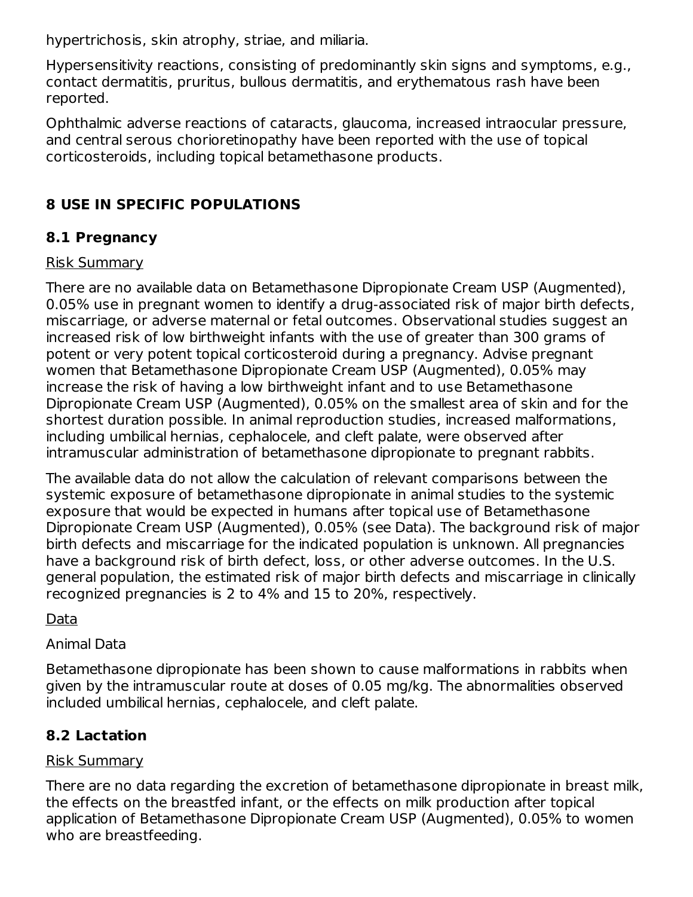hypertrichosis, skin atrophy, striae, and miliaria.

Hypersensitivity reactions, consisting of predominantly skin signs and symptoms, e.g., contact dermatitis, pruritus, bullous dermatitis, and erythematous rash have been reported.

Ophthalmic adverse reactions of cataracts, glaucoma, increased intraocular pressure, and central serous chorioretinopathy have been reported with the use of topical corticosteroids, including topical betamethasone products.

## 8 USE IN SPECIFIC POPULATIONS

### 8.1 Pregnancy

Risk Summary

There are no available data on Betamethasone Dipropionate Cream USP (Augmented), 0.05% use in pregnant women to identify a drug-associated risk of major birth defects, miscarriage, or adverse maternal or fetal outcomes. Observational studies suggest an increased risk of low birthweight infants with the use of greater than 300 grams of potent or very potent topical corticosteroid during a pregnancy. Advise pregnant women that Betamethasone Dipropionate Cream USP (Augmented), 0.05% may increase the risk of having a low birthweight infant and to use Betamethasone Dipropionate Cream USP (Augmented), 0.05% on the smallest area of skin and for the shortest duration possible. In animal reproduction studies, increased malformations, including umbilical hernias, cephalocele, and cleft palate, were observed after intramuscular administration of betamethasone dipropionate to pregnant rabbits.

The available data do not allow the calculation of relevant comparisons between the systemic exposure of betamethasone dipropionate in animal studies to the systemic exposure that would be expected in humans after topical use of Betamethasone Dipropionate Cream USP (Augmented), 0.05% (see Data). The background risk of major birth defects and miscarriage for the indicated population is unknown. All pregnancies have a background risk of birth defect, loss, or other adverse outcomes. In the U.S. general population, the estimated risk of major birth defects and miscarriage in clinically recognized pregnancies is 2 to 4% and 15 to 20%, respectively.

Data

Animal Data

Betamethasone dipropionate has been shown to cause malformations in rabbits when given by the intramuscular route at doses of 0.05 mg/kg. The abnormalities observed included umbilical hernias, cephalocele, and cleft palate.

### 8.2 Lactation

Risk Summary

There are no data regarding the excretion of betamethasone dipropionate in breast milk, the effects on the breastfed infant, or the effects on milk production after topical application of Betamethasone Dipropionate Cream USP (Augmented), 0.05% to women who are breastfeeding.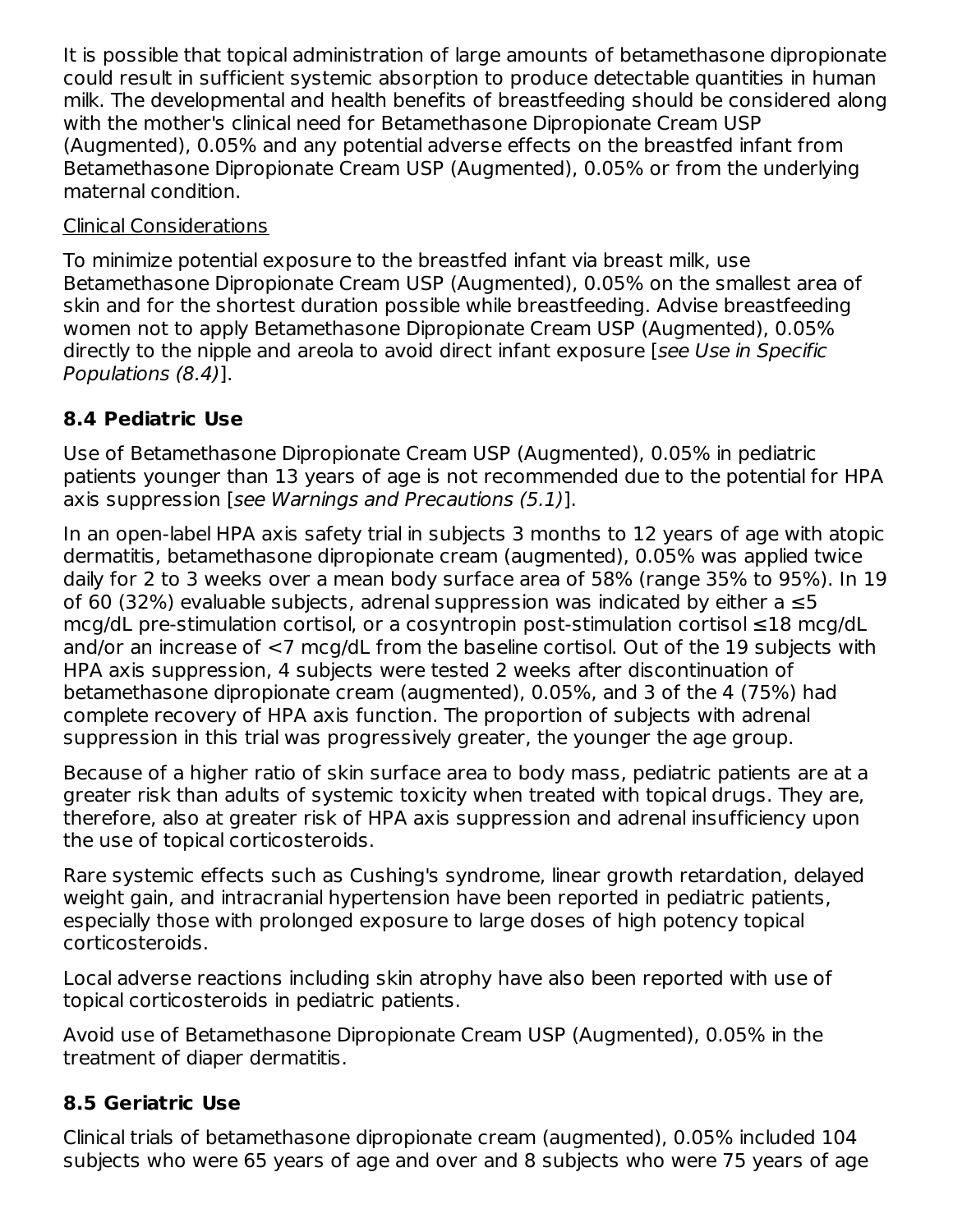It is possible that topical administration of large amounts of betamethasone dipropionate could result in sufficient systemic absorption to produce detectable quantities in human milk. The developmental and health benefits of breastfeeding should be considered along with the mother's clinical need for Betamethasone Dipropionate Cream USP (Augmented), 0.05% and any potential adverse effects on the breastfed infant from Betamethasone Dipropionate Cream USP (Augmented), 0.05% or from the underlying maternal condition.

Clinical Considerations

To minimize potential exposure to the breastfed infant via breast milk, use Betamethasone Dipropionate Cream USP (Augmented), 0.05% on the smallest area of skin and for the shortest duration possible while breastfeeding. Advise breastfeeding women not to apply Betamethasone Dipropionate Cream USP (Augmented), 0.05% directly to the nipple and areola to avoid direct infant exposure [*see Use in Specific Populations (8.4)*].

### 8.4 Pediatric Use

Use of Betamethasone Dipropionate Cream USP (Augmented), 0.05% in pediatric patients younger than 13 years of age is not recommended due to the potential for HPA axis suppression [*see Warnings and Precautions (5.1)*].

In an open-label HPA axis safety trial in subjects 3 months to 12 years of age with atopic dermatitis, betamethasone dipropionate cream (augmented), 0.05% was applied twice daily for 2 to 3 weeks over a mean body surface area of 58% (range 35% to 95%). In 19 of 60 (32%) evaluable subjects, adrenal suppression was indicated by either a ≤5 mcg/dL pre-stimulation cortisol, or a cosyntropin post-stimulation cortisol ≤18 mcg/dL and/or an increase of <7 mcg/dL from the baseline cortisol. Out of the 19 subjects with HPA axis suppression, 4 subjects were tested 2 weeks after discontinuation of betamethasone dipropionate cream (augmented), 0.05%, and 3 of the 4 (75%) had complete recovery of HPA axis function. The proportion of subjects with adrenal suppression in this trial was progressively greater, the younger the age group.

Because of a higher ratio of skin surface area to body mass, pediatric patients are at a greater risk than adults of systemic toxicity when treated with topical drugs. They are, therefore, also at greater risk of HPA axis suppression and adrenal insufficiency upon the use of topical corticosteroids.

Rare systemic effects such as Cushing's syndrome, linear growth retardation, delayed weight gain, and intracranial hypertension have been reported in pediatric patients, especially those with prolonged exposure to large doses of high potency topical corticosteroids.

Local adverse reactions including skin atrophy have also been reported with use of topical corticosteroids in pediatric patients.

Avoid use of Betamethasone Dipropionate Cream USP (Augmented), 0.05% in the treatment of diaper dermatitis.

### 8.5 Geriatric Use

Clinical trials of betamethasone dipropionate cream (augmented), 0.05% included 104 subjects who were 65 years of age and over and 8 subjects who were 75 years of age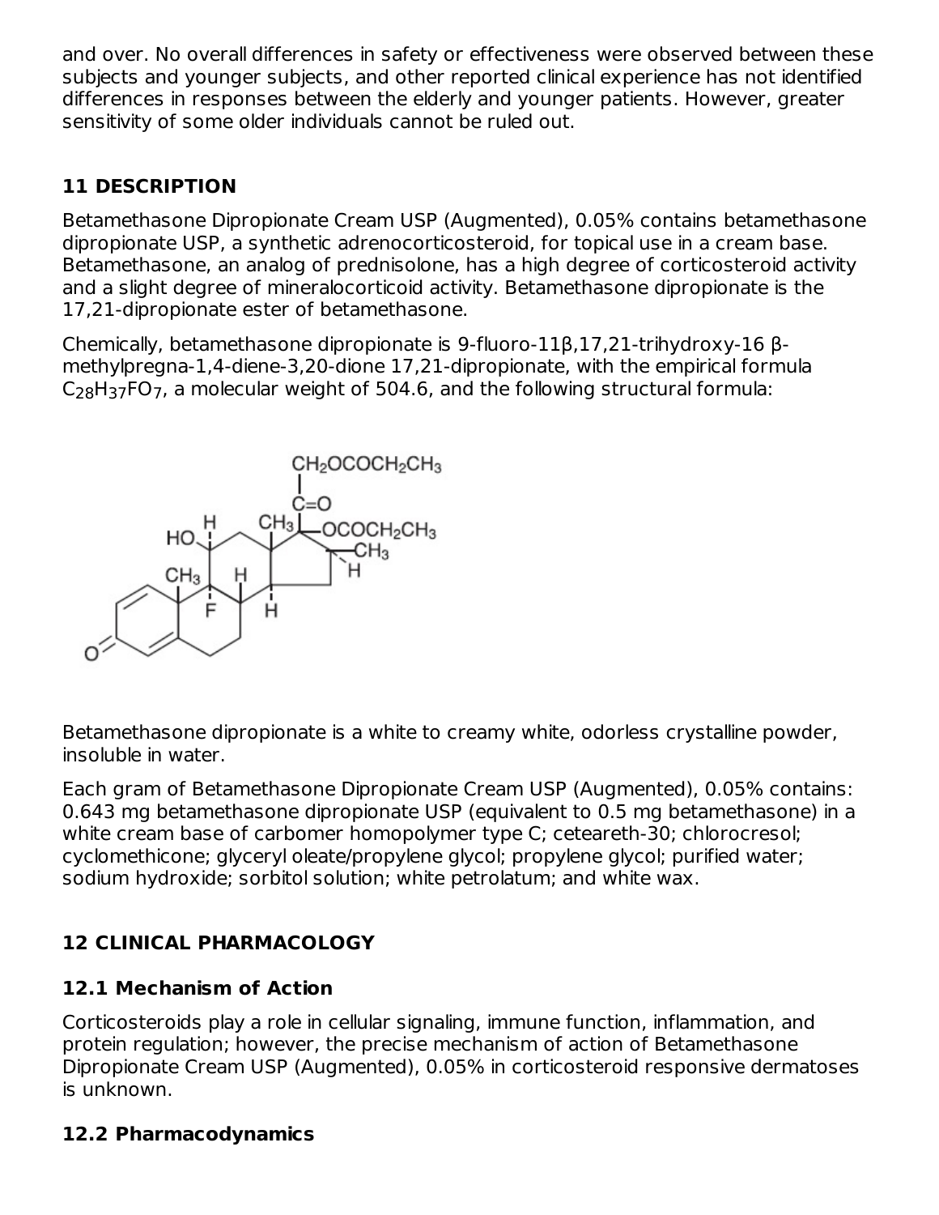and over. No overall differences in safety or effectiveness were observed between these subjects and younger subjects, and other reported clinical experience has not identified differences in responses between the elderly and younger patients. However, greater sensitivity of some older individuals cannot be ruled out.

## 11 DESCRIPTION

Betamethasone Dipropionate Cream USP (Augmented), 0.05% contains betamethasone dipropionate USP, a synthetic adrenocorticosteroid, for topical use in a cream base. Betamethasone, an analog of prednisolone, has a high degree of corticosteroid activity and a slight degree of mineralocorticoid activity. Betamethasone dipropionate is the 17,21-dipropionate ester of betamethasone.

Chemically, betamethasone dipropionate is 9-fluoro-11β,17,21-trihydroxy-16 β-methylpregna-1,4-diene-3,20-dione 17,21-dipropionate, with the empirical formula $C_{28}H_{37}FO_7$, a molecular weight of 504.6, and the following structural formula:

CH₂OCOCH₂CH₃

C=O

HO H CH₃ OCOCH₂CH₃

CH₃ H CH₃

F H H

O

Betamethasone dipropionate is a white to creamy white, odorless crystalline powder, insoluble in water.

Each gram of Betamethasone Dipropionate Cream USP (Augmented), 0.05% contains: 0.643 mg betamethasone dipropionate USP (equivalent to 0.5 mg betamethasone) in a white cream base of carbomer homopolymer type C; ceteareth-30; chlorocresol; cyclomethicone; glyceryl oleate/propylene glycol; propylene glycol; purified water; sodium hydroxide; sorbitol solution; white petrolatum; and white wax.

## 12 CLINICAL PHARMACOLOGY

### 12.1 Mechanism of Action

Corticosteroids play a role in cellular signaling, immune function, inflammation, and protein regulation; however, the precise mechanism of action of Betamethasone Dipropionate Cream USP (Augmented), 0.05% in corticosteroid responsive dermatoses is unknown.

### 12.2 Pharmacodynamics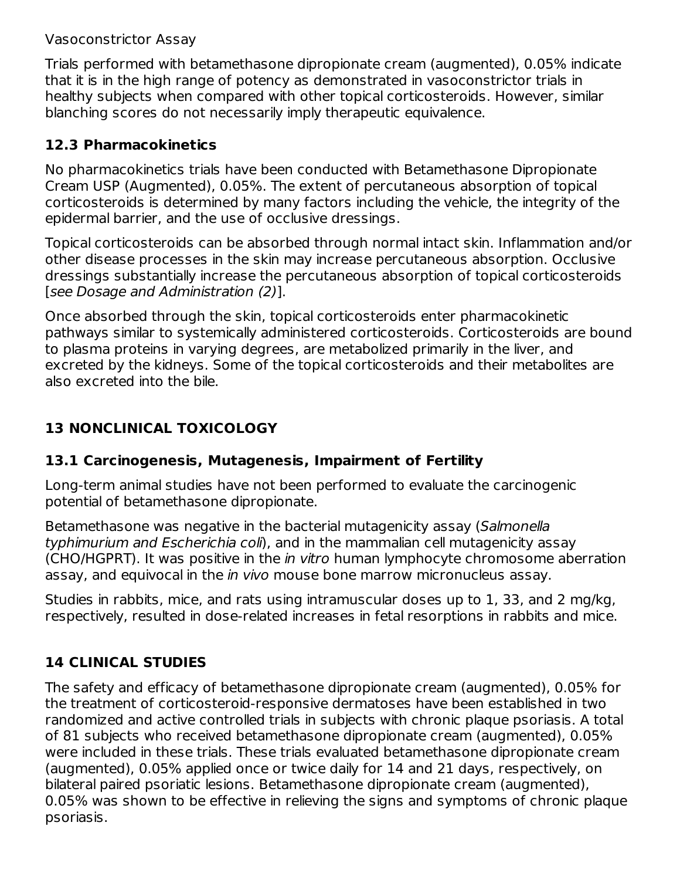Vasoconstrictor Assay

Trials performed with betamethasone dipropionate cream (augmented), 0.05% indicate that it is in the high range of potency as demonstrated in vasoconstrictor trials in healthy subjects when compared with other topical corticosteroids. However, similar blanching scores do not necessarily imply therapeutic equivalence.

### 12.3 Pharmacokinetics

No pharmacokinetics trials have been conducted with Betamethasone Dipropionate Cream USP (Augmented), 0.05%. The extent of percutaneous absorption of topical corticosteroids is determined by many factors including the vehicle, the integrity of the epidermal barrier, and the use of occlusive dressings.

Topical corticosteroids can be absorbed through normal intact skin. Inflammation and/or other disease processes in the skin may increase percutaneous absorption. Occlusive dressings substantially increase the percutaneous absorption of topical corticosteroids [*see Dosage and Administration (2)*].

Once absorbed through the skin, topical corticosteroids enter pharmacokinetic pathways similar to systemically administered corticosteroids. Corticosteroids are bound to plasma proteins in varying degrees, are metabolized primarily in the liver, and excreted by the kidneys. Some of the topical corticosteroids and their metabolites are also excreted into the bile.

## 13 NONCLINICAL TOXICOLOGY

### 13.1 Carcinogenesis, Mutagenesis, Impairment of Fertility

Long-term animal studies have not been performed to evaluate the carcinogenic potential of betamethasone dipropionate.

Betamethasone was negative in the bacterial mutagenicity assay (*Salmonella typhimurium and Escherichia coli*), and in the mammalian cell mutagenicity assay (CHO/HGPRT). It was positive in the *in vitro* human lymphocyte chromosome aberration assay, and equivocal in the *in vivo* mouse bone marrow micronucleus assay.

Studies in rabbits, mice, and rats using intramuscular doses up to 1, 33, and 2 mg/kg, respectively, resulted in dose-related increases in fetal resorptions in rabbits and mice.

## 14 CLINICAL STUDIES

The safety and efficacy of betamethasone dipropionate cream (augmented), 0.05% for the treatment of corticosteroid-responsive dermatoses have been established in two randomized and active controlled trials in subjects with chronic plaque psoriasis. A total of 81 subjects who received betamethasone dipropionate cream (augmented), 0.05% were included in these trials. These trials evaluated betamethasone dipropionate cream (augmented), 0.05% applied once or twice daily for 14 and 21 days, respectively, on bilateral paired psoriatic lesions. Betamethasone dipropionate cream (augmented), 0.05% was shown to be effective in relieving the signs and symptoms of chronic plaque psoriasis.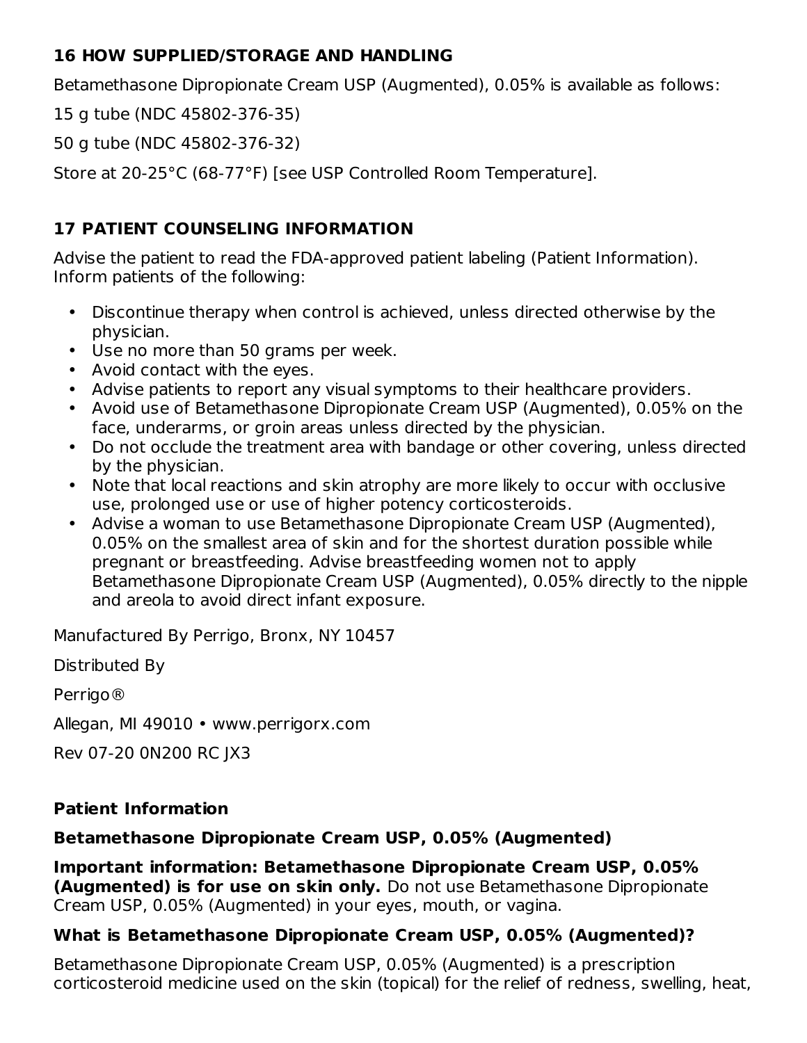## 16 HOW SUPPLIED/STORAGE AND HANDLING

Betamethasone Dipropionate Cream USP (Augmented), 0.05% is available as follows:

15 g tube (NDC 45802-376-35)

50 g tube (NDC 45802-376-32)

Store at 20-25°C (68-77°F) [see USP Controlled Room Temperature].

## 17 PATIENT COUNSELING INFORMATION

Advise the patient to read the FDA-approved patient labeling (Patient Information). Inform patients of the following:

- Discontinue therapy when control is achieved, unless directed otherwise by the physician.
- Use no more than 50 grams per week.
- Avoid contact with the eyes.
- Advise patients to report any visual symptoms to their healthcare providers.
- Avoid use of Betamethasone Dipropionate Cream USP (Augmented), 0.05% on the face, underarms, or groin areas unless directed by the physician.
- Do not occlude the treatment area with bandage or other covering, unless directed by the physician.
- Note that local reactions and skin atrophy are more likely to occur with occlusive use, prolonged use or use of higher potency corticosteroids.
- Advise a woman to use Betamethasone Dipropionate Cream USP (Augmented), 0.05% on the smallest area of skin and for the shortest duration possible while pregnant or breastfeeding. Advise breastfeeding women not to apply Betamethasone Dipropionate Cream USP (Augmented), 0.05% directly to the nipple and areola to avoid direct infant exposure.

Manufactured By Perrigo, Bronx, NY 10457

Distributed By

Perrigo®

Allegan, MI 49010 • www.perrigorx.com

Rev 07-20 0N200 RC JX3

**Patient Information**

**Betamethasone Dipropionate Cream USP, 0.05% (Augmented)**

**Important information: Betamethasone Dipropionate Cream USP, 0.05% (Augmented) is for use on skin only.** Do not use Betamethasone Dipropionate Cream USP, 0.05% (Augmented) in your eyes, mouth, or vagina.

**What is Betamethasone Dipropionate Cream USP, 0.05% (Augmented)?**

Betamethasone Dipropionate Cream USP, 0.05% (Augmented) is a prescription corticosteroid medicine used on the skin (topical) for the relief of redness, swelling, heat,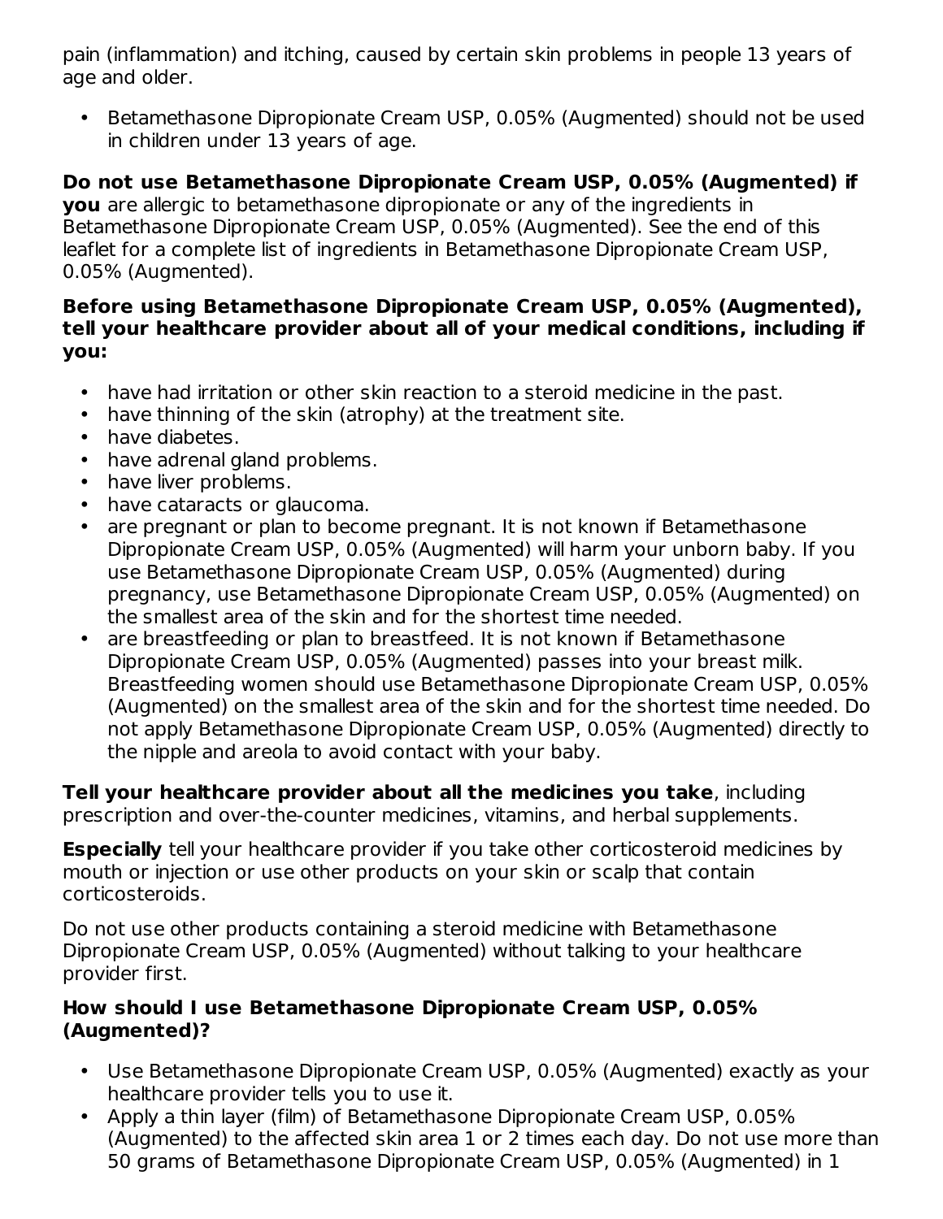pain (inflammation) and itching, caused by certain skin problems in people 13 years of age and older.

- Betamethasone Dipropionate Cream USP, 0.05% (Augmented) should not be used in children under 13 years of age.

**Do not use Betamethasone Dipropionate Cream USP, 0.05% (Augmented) if you** are allergic to betamethasone dipropionate or any of the ingredients in Betamethasone Dipropionate Cream USP, 0.05% (Augmented). See the end of this leaflet for a complete list of ingredients in Betamethasone Dipropionate Cream USP, 0.05% (Augmented).

**Before using Betamethasone Dipropionate Cream USP, 0.05% (Augmented), tell your healthcare provider about all of your medical conditions, including if you:**

- have had irritation or other skin reaction to a steroid medicine in the past.
- have thinning of the skin (atrophy) at the treatment site.
- have diabetes.
- have adrenal gland problems.
- have liver problems.
- have cataracts or glaucoma.
- are pregnant or plan to become pregnant. It is not known if Betamethasone Dipropionate Cream USP, 0.05% (Augmented) will harm your unborn baby. If you use Betamethasone Dipropionate Cream USP, 0.05% (Augmented) during pregnancy, use Betamethasone Dipropionate Cream USP, 0.05% (Augmented) on the smallest area of the skin and for the shortest time needed.
- are breastfeeding or plan to breastfeed. It is not known if Betamethasone Dipropionate Cream USP, 0.05% (Augmented) passes into your breast milk. Breastfeeding women should use Betamethasone Dipropionate Cream USP, 0.05% (Augmented) on the smallest area of the skin and for the shortest time needed. Do not apply Betamethasone Dipropionate Cream USP, 0.05% (Augmented) directly to the nipple and areola to avoid contact with your baby.

**Tell your healthcare provider about all the medicines you take**, including prescription and over-the-counter medicines, vitamins, and herbal supplements.

**Especially** tell your healthcare provider if you take other corticosteroid medicines by mouth or injection or use other products on your skin or scalp that contain corticosteroids.

Do not use other products containing a steroid medicine with Betamethasone Dipropionate Cream USP, 0.05% (Augmented) without talking to your healthcare provider first.

**How should I use Betamethasone Dipropionate Cream USP, 0.05% (Augmented)?**

- Use Betamethasone Dipropionate Cream USP, 0.05% (Augmented) exactly as your healthcare provider tells you to use it.
- Apply a thin layer (film) of Betamethasone Dipropionate Cream USP, 0.05% (Augmented) to the affected skin area 1 or 2 times each day. Do not use more than 50 grams of Betamethasone Dipropionate Cream USP, 0.05% (Augmented) in 1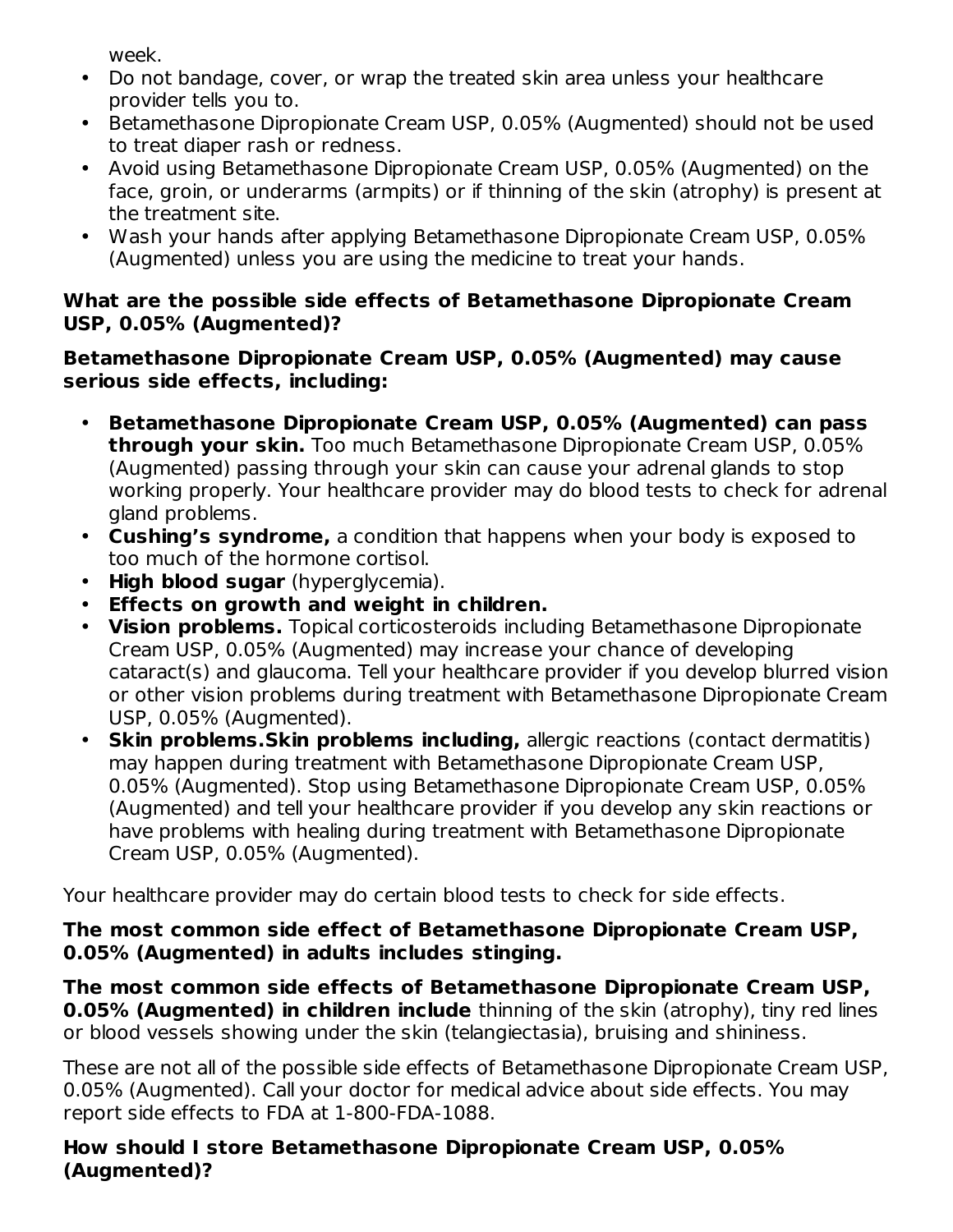week.

- Do not bandage, cover, or wrap the treated skin area unless your healthcare provider tells you to.
- Betamethasone Dipropionate Cream USP, 0.05% (Augmented) should not be used to treat diaper rash or redness.
- Avoid using Betamethasone Dipropionate Cream USP, 0.05% (Augmented) on the face, groin, or underarms (armpits) or if thinning of the skin (atrophy) is present at the treatment site.
- Wash your hands after applying Betamethasone Dipropionate Cream USP, 0.05% (Augmented) unless you are using the medicine to treat your hands.

**What are the possible side effects of Betamethasone Dipropionate Cream USP, 0.05% (Augmented)?**

**Betamethasone Dipropionate Cream USP, 0.05% (Augmented) may cause serious side effects, including:**

- **Betamethasone Dipropionate Cream USP, 0.05% (Augmented) can pass through your skin.** Too much Betamethasone Dipropionate Cream USP, 0.05% (Augmented) passing through your skin can cause your adrenal glands to stop working properly. Your healthcare provider may do blood tests to check for adrenal gland problems.
- **Cushing's syndrome,** a condition that happens when your body is exposed to too much of the hormone cortisol.
- **High blood sugar** (hyperglycemia).
- **Effects on growth and weight in children.**
- **Vision problems.** Topical corticosteroids including Betamethasone Dipropionate Cream USP, 0.05% (Augmented) may increase your chance of developing cataract(s) and glaucoma. Tell your healthcare provider if you develop blurred vision or other vision problems during treatment with Betamethasone Dipropionate Cream USP, 0.05% (Augmented).
- **Skin problems.Skin problems including,** allergic reactions (contact dermatitis) may happen during treatment with Betamethasone Dipropionate Cream USP, 0.05% (Augmented). Stop using Betamethasone Dipropionate Cream USP, 0.05% (Augmented) and tell your healthcare provider if you develop any skin reactions or have problems with healing during treatment with Betamethasone Dipropionate Cream USP, 0.05% (Augmented).

Your healthcare provider may do certain blood tests to check for side effects.

**The most common side effect of Betamethasone Dipropionate Cream USP, 0.05% (Augmented) in adults includes stinging.**

**The most common side effects of Betamethasone Dipropionate Cream USP, 0.05% (Augmented) in children include** thinning of the skin (atrophy), tiny red lines or blood vessels showing under the skin (telangiectasia), bruising and shininess.

These are not all of the possible side effects of Betamethasone Dipropionate Cream USP, 0.05% (Augmented). Call your doctor for medical advice about side effects. You may report side effects to FDA at 1-800-FDA-1088.

**How should I store Betamethasone Dipropionate Cream USP, 0.05% (Augmented)?**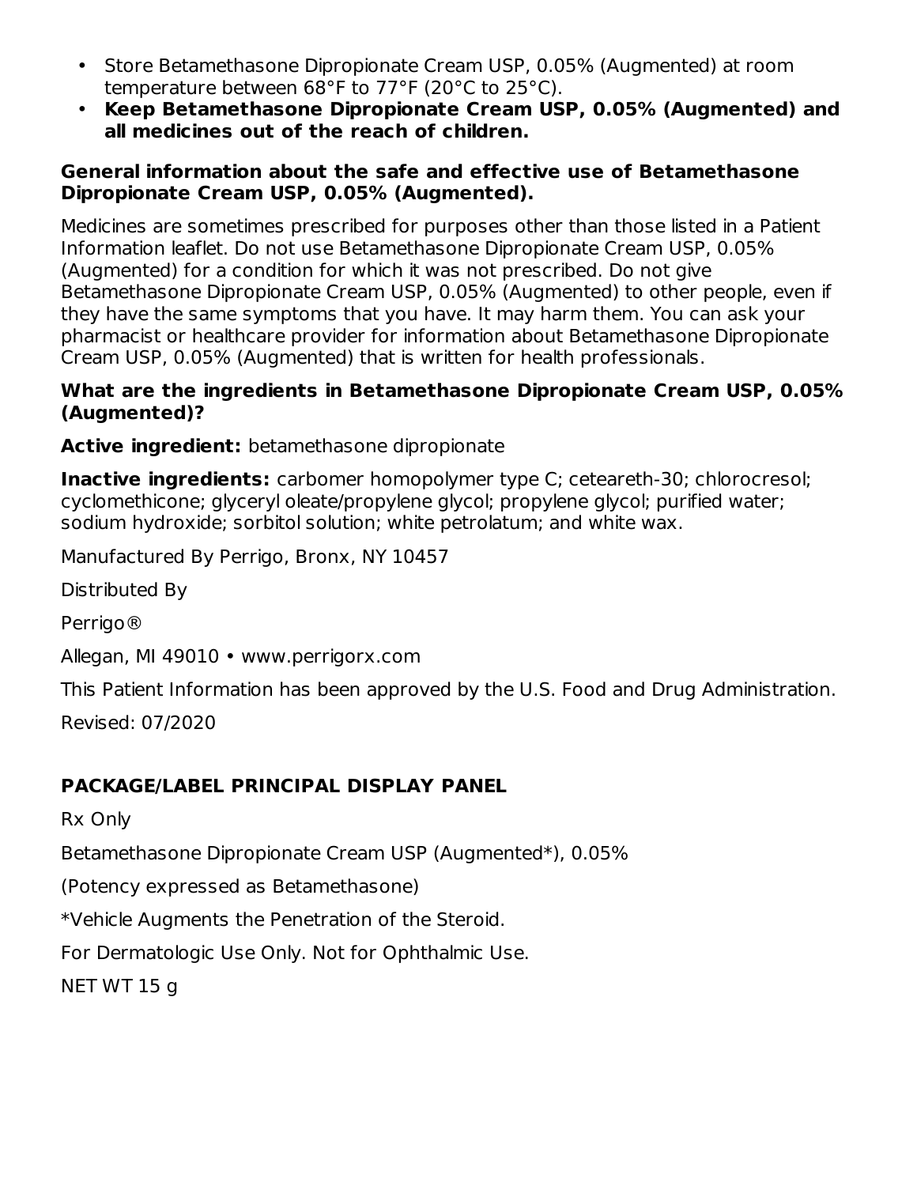- Store Betamethasone Dipropionate Cream USP, 0.05% (Augmented) at room temperature between 68°F to 77°F (20°C to 25°C).
- **Keep Betamethasone Dipropionate Cream USP, 0.05% (Augmented) and all medicines out of the reach of children.**

**General information about the safe and effective use of Betamethasone Dipropionate Cream USP, 0.05% (Augmented).**

Medicines are sometimes prescribed for purposes other than those listed in a Patient Information leaflet. Do not use Betamethasone Dipropionate Cream USP, 0.05% (Augmented) for a condition for which it was not prescribed. Do not give Betamethasone Dipropionate Cream USP, 0.05% (Augmented) to other people, even if they have the same symptoms that you have. It may harm them. You can ask your pharmacist or healthcare provider for information about Betamethasone Dipropionate Cream USP, 0.05% (Augmented) that is written for health professionals.

**What are the ingredients in Betamethasone Dipropionate Cream USP, 0.05% (Augmented)?**

**Active ingredient:** betamethasone dipropionate

**Inactive ingredients:** carbomer homopolymer type C; ceteareth-30; chlorocresol; cyclomethicone; glyceryl oleate/propylene glycol; propylene glycol; purified water; sodium hydroxide; sorbitol solution; white petrolatum; and white wax.

Manufactured By Perrigo, Bronx, NY 10457

Distributed By

Perrigo®

Allegan, MI 49010 • www.perrigorx.com

This Patient Information has been approved by the U.S. Food and Drug Administration.

Revised: 07/2020

## PACKAGE/LABEL PRINCIPAL DISPLAY PANEL

Rx Only

Betamethasone Dipropionate Cream USP (Augmented*), 0.05%

(Potency expressed as Betamethasone)

*Vehicle Augments the Penetration of the Steroid.

For Dermatologic Use Only. Not for Ophthalmic Use.

NET WT 15 g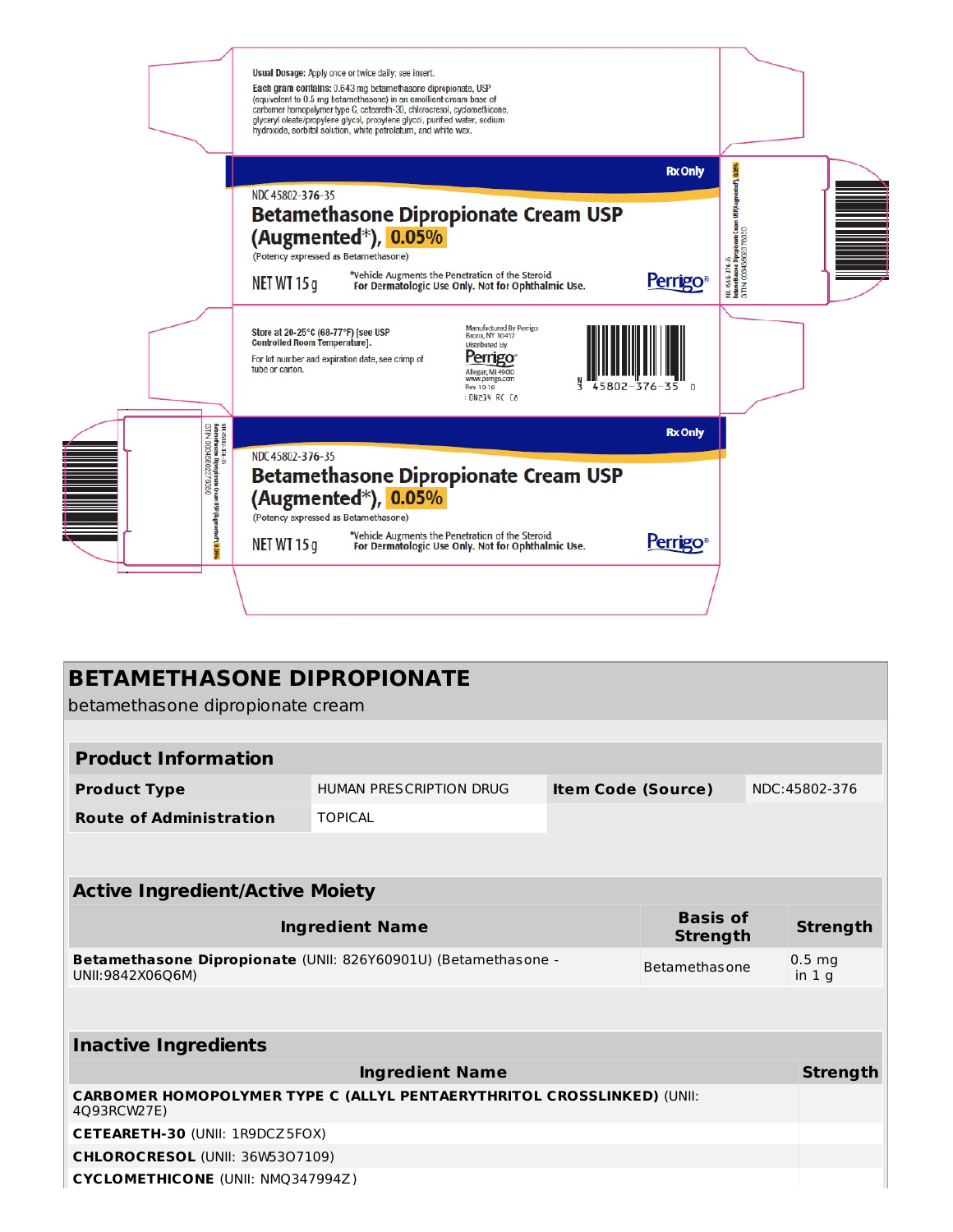Usual Dosage: Apply once or twice daily; see insert.

Each gram contains: 0.643 mg betamethasone dipropionate, USP (equivalent to 0.5 mg betamethasone) in an emollient cream base of carbomer homopolymer type C, ceteareth-30, chlorocresol, cyclomethicone, glyceryl oleate/propylene glycol, propylene glycol, purified water, sodium hydroxide, sorbitol solution, white petrolatum, and white wax.

Rx Only

NDC 45802-376-35

**Betamethasone Dipropionate Cream USP (Augmented*), 0.05%**

(Potency expressed as Betamethasone)

NET WT 15 g

*Vehicle Augments the Penetration of the Steroid.
**For Dermatologic Use Only. Not for Ophthalmic Use.**

Perrigo®

Store at 20-25°C (68-77°F) [see USP Controlled Room Temperature].

For lot number and expiration date, see crimp of tube or carton.

Manufactured By Perrigo
Bronx, NY 10457
Distributed By
Perrigo®
Allegan, MI 49010
www.perrigo.com
Rev 10-16
: 0N214 RC C6

N 3 45802-376-35 0

Rx Only

NDC 45802-376-35

**Betamethasone Dipropionate Cream USP (Augmented*), 0.05%**

(Potency expressed as Betamethasone)

NET WT 15 g

*Vehicle Augments the Penetration of the Steroid.
**For Dermatologic Use Only. Not for Ophthalmic Use.**

Perrigo®

## BETAMETHASONE DIPROPIONATE

betamethasone dipropionate cream

| Product Information | | | |
|---|---|---|---|
| **Product Type** | HUMAN PRESCRIPTION DRUG | **Item Code (Source)** | NDC:45802-376 |
| **Route of Administration** | TOPICAL | | |

| Active Ingredient/Active Moiety | | |
|---|---|---|
| **Ingredient Name** | **Basis of Strength** | **Strength** |
| **Betamethasone Dipropionate** (UNII: 826Y60901U) (Betamethasone - UNII:9842X06Q6M) | Betamethasone | 0.5 mg in 1 g |

| Inactive Ingredients | |
|---|---|
| **Ingredient Name** | **Strength** |
| **CARBOMER HOMOPOLYMER TYPE C (ALLYL PENTAERYTHRITOL CROSSLINKED)** (UNII: 4Q93RCW27E) | |
| **CETEARETH-30** (UNII: 1R9DCZ5FOX) | |
| **CHLOROCRESOL** (UNII: 36W53O7109) | |
| **CYCLOMETHICONE** (UNII: NMQ347994Z) | |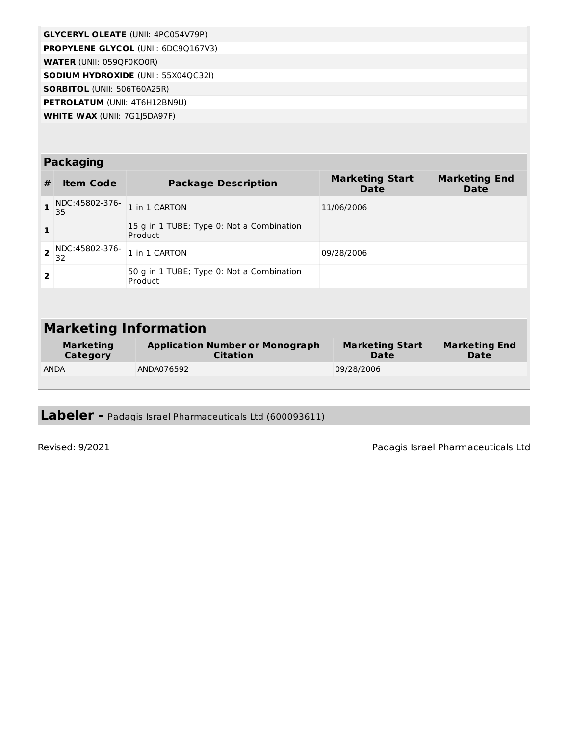| | |
|---|---|
| **GLYCERYL OLEATE** (UNII: 4PC054V79P) | |
| **PROPYLENE GLYCOL** (UNII: 6DC9Q167V3) | |
| **WATER** (UNII: 059QF0KO0R) | |
| **SODIUM HYDROXIDE** (UNII: 55X04QC32I) | |
| **SORBITOL** (UNII: 506T60A25R) | |
| **PETROLATUM** (UNII: 4T6H12BN9U) | |
| **WHITE WAX** (UNII: 7G1J5DA97F) | |

## Packaging

| # | Item Code | Package Description | Marketing Start Date | Marketing End Date |
|---|---|---|---|---|
| 1 | NDC:45802-376-35 | 1 in 1 CARTON | 11/06/2006 | |
| 1 | | 15 g in 1 TUBE; Type 0: Not a Combination Product | | |
| 2 | NDC:45802-376-32 | 1 in 1 CARTON | 09/28/2006 | |
| 2 | | 50 g in 1 TUBE; Type 0: Not a Combination Product | | |

## Marketing Information

| Marketing Category | Application Number or Monograph Citation | Marketing Start Date | Marketing End Date |
|---|---|---|---|
| ANDA | ANDA076592 | 09/28/2006 | |

**Labeler -** Padagis Israel Pharmaceuticals Ltd (600093611)

Revised: 9/2021

Padagis Israel Pharmaceuticals Ltd